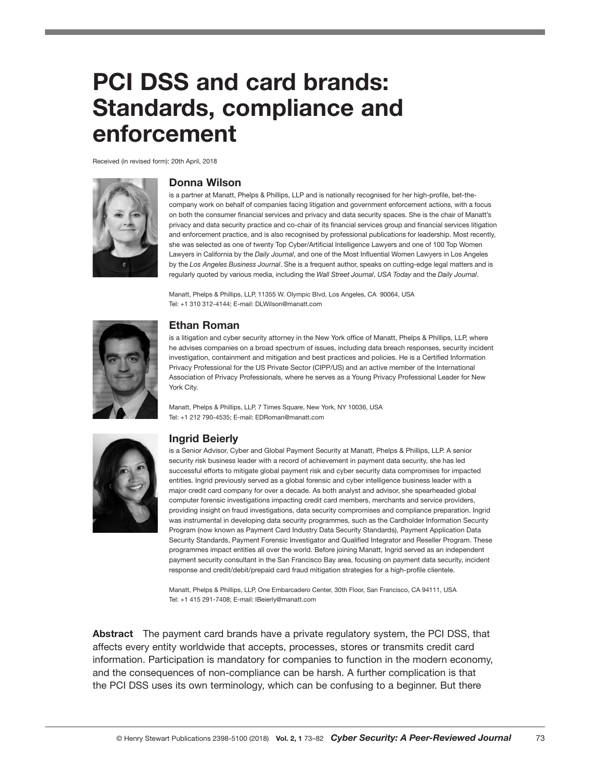# PCI DSS and card brands: Standards, compliance and enforcement

Received (in revised form): 20th April, 2018

### Donna Wilson

is a partner at Manatt, Phelps & Phillips, LLP and is nationally recognised for her high-profile, bet-the-company work on behalf of companies facing litigation and government enforcement actions, with a focus on both the consumer financial services and privacy and data security spaces. She is the chair of Manatt's privacy and data security practice and co-chair of its financial services group and financial services litigation and enforcement practice, and is also recognised by professional publications for leadership. Most recently, she was selected as one of twenty Top Cyber/Artificial Intelligence Lawyers and one of 100 Top Women Lawyers in California by the *Daily Journal*, and one of the Most Influential Women Lawyers in Los Angeles by the *Los Angeles Business Journal*. She is a frequent author, speaks on cutting-edge legal matters and is regularly quoted by various media, including the *Wall Street Journal*, *USA Today* and the *Daily Journal*.

Manatt, Phelps & Phillips, LLP, 11355 W. Olympic Blvd, Los Angeles, CA 90064, USA
Tel: +1 310 312-4144; E-mail: DLWilson@manatt.com

### Ethan Roman

is a litigation and cyber security attorney in the New York office of Manatt, Phelps & Phillips, LLP, where he advises companies on a broad spectrum of issues, including data breach responses, security incident investigation, containment and mitigation and best practices and policies. He is a Certified Information Privacy Professional for the US Private Sector (CIPP/US) and an active member of the International Association of Privacy Professionals, where he serves as a Young Privacy Professional Leader for New York City.

Manatt, Phelps & Phillips, LLP, 7 Times Square, New York, NY 10036, USA
Tel: +1 212 790-4535; E-mail: EDRoman@manatt.com

### Ingrid Beierly

is a Senior Advisor, Cyber and Global Payment Security at Manatt, Phelps & Phillips, LLP. A senior security risk business leader with a record of achievement in payment data security, she has led successful efforts to mitigate global payment risk and cyber security data compromises for impacted entities. Ingrid previously served as a global forensic and cyber intelligence business leader with a major credit card company for over a decade. As both analyst and advisor, she spearheaded global computer forensic investigations impacting credit card members, merchants and service providers, providing insight on fraud investigations, data security compromises and compliance preparation. Ingrid was instrumental in developing data security programmes, such as the Cardholder Information Security Program (now known as Payment Card Industry Data Security Standards), Payment Application Data Security Standards, Payment Forensic Investigator and Qualified Integrator and Reseller Program. These programmes impact entities all over the world. Before joining Manatt, Ingrid served as an independent payment security consultant in the San Francisco Bay area, focusing on payment data security, incident response and credit/debit/prepaid card fraud mitigation strategies for a high-profile clientele.

Manatt, Phelps & Phillips, LLP, One Embarcadero Center, 30th Floor, San Francisco, CA 94111, USA
Tel: +1 415 291-7408; E-mail: IBeierly@manatt.com

**Abstract** The payment card brands have a private regulatory system, the PCI DSS, that affects every entity worldwide that accepts, processes, stores or transmits credit card information. Participation is mandatory for companies to function in the modern economy, and the consequences of non-compliance can be harsh. A further complication is that the PCI DSS uses its own terminology, which can be confusing to a beginner. But there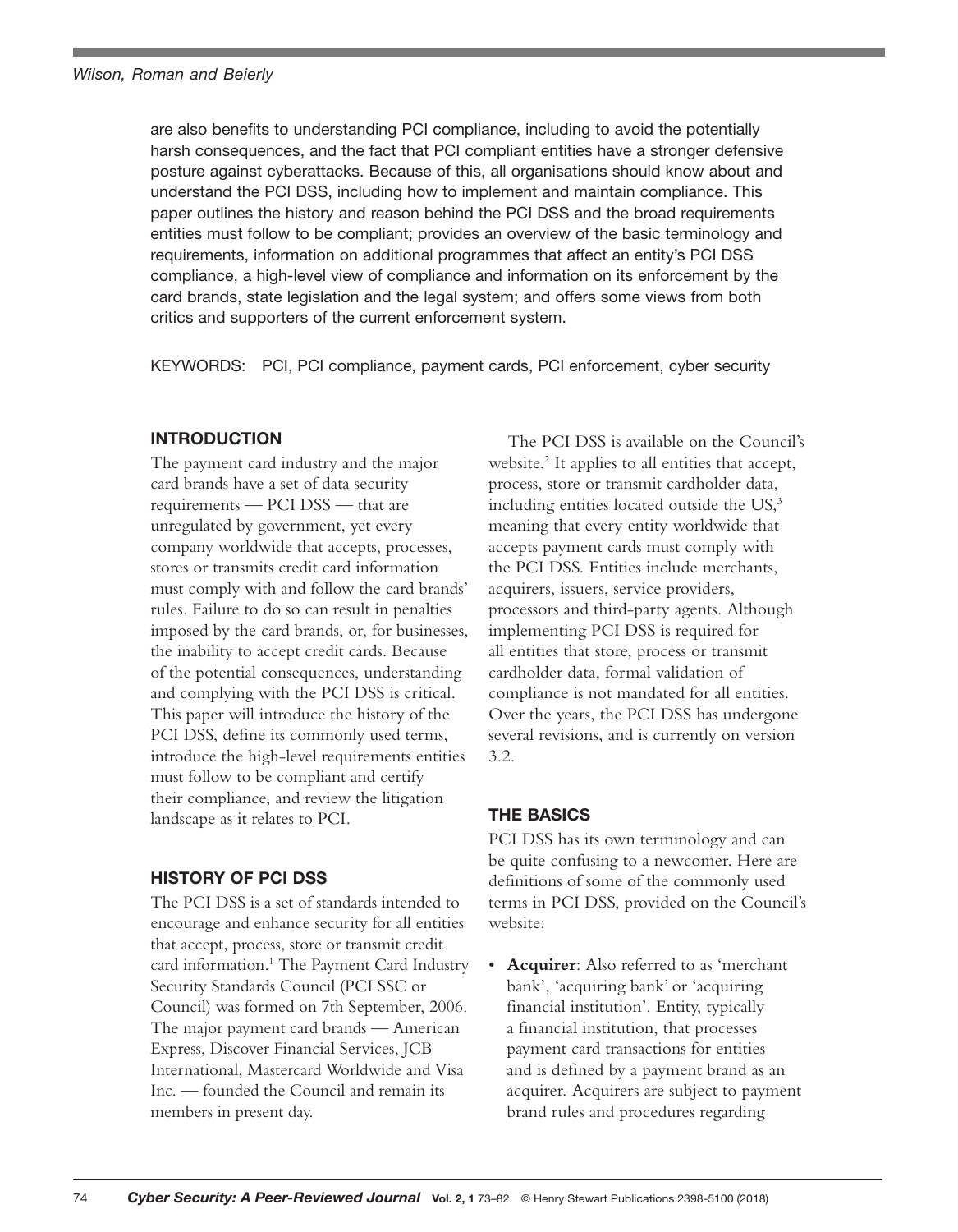are also benefits to understanding PCI compliance, including to avoid the potentially harsh consequences, and the fact that PCI compliant entities have a stronger defensive posture against cyberattacks. Because of this, all organisations should know about and understand the PCI DSS, including how to implement and maintain compliance. This paper outlines the history and reason behind the PCI DSS and the broad requirements entities must follow to be compliant; provides an overview of the basic terminology and requirements, information on additional programmes that affect an entity's PCI DSS compliance, a high-level view of compliance and information on its enforcement by the card brands, state legislation and the legal system; and offers some views from both critics and supporters of the current enforcement system.

KEYWORDS: PCI, PCI compliance, payment cards, PCI enforcement, cyber security

## INTRODUCTION

The payment card industry and the major card brands have a set of data security requirements — PCI DSS — that are unregulated by government, yet every company worldwide that accepts, processes, stores or transmits credit card information must comply with and follow the card brands' rules. Failure to do so can result in penalties imposed by the card brands, or, for businesses, the inability to accept credit cards. Because of the potential consequences, understanding and complying with the PCI DSS is critical. This paper will introduce the history of the PCI DSS, define its commonly used terms, introduce the high-level requirements entities must follow to be compliant and certify their compliance, and review the litigation landscape as it relates to PCI.

## HISTORY OF PCI DSS

The PCI DSS is a set of standards intended to encourage and enhance security for all entities that accept, process, store or transmit credit card information.[1] The Payment Card Industry Security Standards Council (PCI SSC or Council) was formed on 7th September, 2006. The major payment card brands — American Express, Discover Financial Services, JCB International, Mastercard Worldwide and Visa Inc. — founded the Council and remain its members in present day.

The PCI DSS is available on the Council's website.[2] It applies to all entities that accept, process, store or transmit cardholder data, including entities located outside the US,[3] meaning that every entity worldwide that accepts payment cards must comply with the PCI DSS. Entities include merchants, acquirers, issuers, service providers, processors and third-party agents. Although implementing PCI DSS is required for all entities that store, process or transmit cardholder data, formal validation of compliance is not mandated for all entities. Over the years, the PCI DSS has undergone several revisions, and is currently on version 3.2.

## THE BASICS

PCI DSS has its own terminology and can be quite confusing to a newcomer. Here are definitions of some of the commonly used terms in PCI DSS, provided on the Council's website:

- **Acquirer**: Also referred to as 'merchant bank', 'acquiring bank' or 'acquiring financial institution'. Entity, typically a financial institution, that processes payment card transactions for entities and is defined by a payment brand as an acquirer. Acquirers are subject to payment brand rules and procedures regarding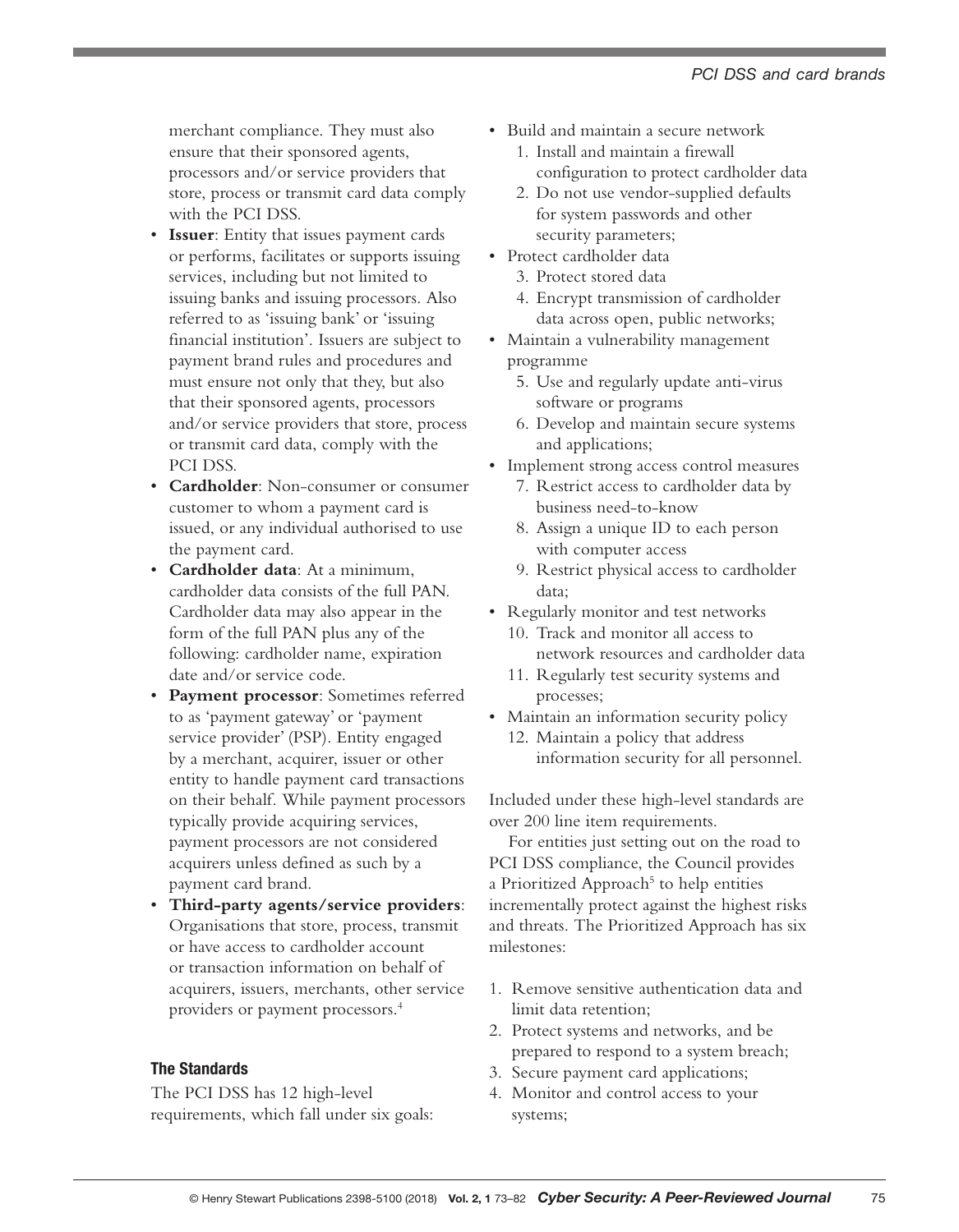merchant compliance. They must also ensure that their sponsored agents, processors and/or service providers that store, process or transmit card data comply with the PCI DSS.

- **Issuer**: Entity that issues payment cards or performs, facilitates or supports issuing services, including but not limited to issuing banks and issuing processors. Also referred to as 'issuing bank' or 'issuing financial institution'. Issuers are subject to payment brand rules and procedures and must ensure not only that they, but also that their sponsored agents, processors and/or service providers that store, process or transmit card data, comply with the PCI DSS.
- **Cardholder**: Non-consumer or consumer customer to whom a payment card is issued, or any individual authorised to use the payment card.
- **Cardholder data**: At a minimum, cardholder data consists of the full PAN. Cardholder data may also appear in the form of the full PAN plus any of the following: cardholder name, expiration date and/or service code.
- **Payment processor**: Sometimes referred to as 'payment gateway' or 'payment service provider' (PSP). Entity engaged by a merchant, acquirer, issuer or other entity to handle payment card transactions on their behalf. While payment processors typically provide acquiring services, payment processors are not considered acquirers unless defined as such by a payment card brand.
- **Third-party agents/service providers**: Organisations that store, process, transmit or have access to cardholder account or transaction information on behalf of acquirers, issuers, merchants, other service providers or payment processors.[4]

### The Standards

The PCI DSS has 12 high-level requirements, which fall under six goals:

- Build and maintain a secure network
  1. Install and maintain a firewall configuration to protect cardholder data
  2. Do not use vendor-supplied defaults for system passwords and other security parameters;
- Protect cardholder data
  3. Protect stored data
  4. Encrypt transmission of cardholder data across open, public networks;
- Maintain a vulnerability management programme
  5. Use and regularly update anti-virus software or programs
  6. Develop and maintain secure systems and applications;
- Implement strong access control measures
  7. Restrict access to cardholder data by business need-to-know
  8. Assign a unique ID to each person with computer access
  9. Restrict physical access to cardholder data;
- Regularly monitor and test networks
  10. Track and monitor all access to network resources and cardholder data
  11. Regularly test security systems and processes;
- Maintain an information security policy
  12. Maintain a policy that address information security for all personnel.

Included under these high-level standards are over 200 line item requirements.

For entities just setting out on the road to PCI DSS compliance, the Council provides a Prioritized Approach[5] to help entities incrementally protect against the highest risks and threats. The Prioritized Approach has six milestones:

1. Remove sensitive authentication data and limit data retention;
2. Protect systems and networks, and be prepared to respond to a system breach;
3. Secure payment card applications;
4. Monitor and control access to your systems;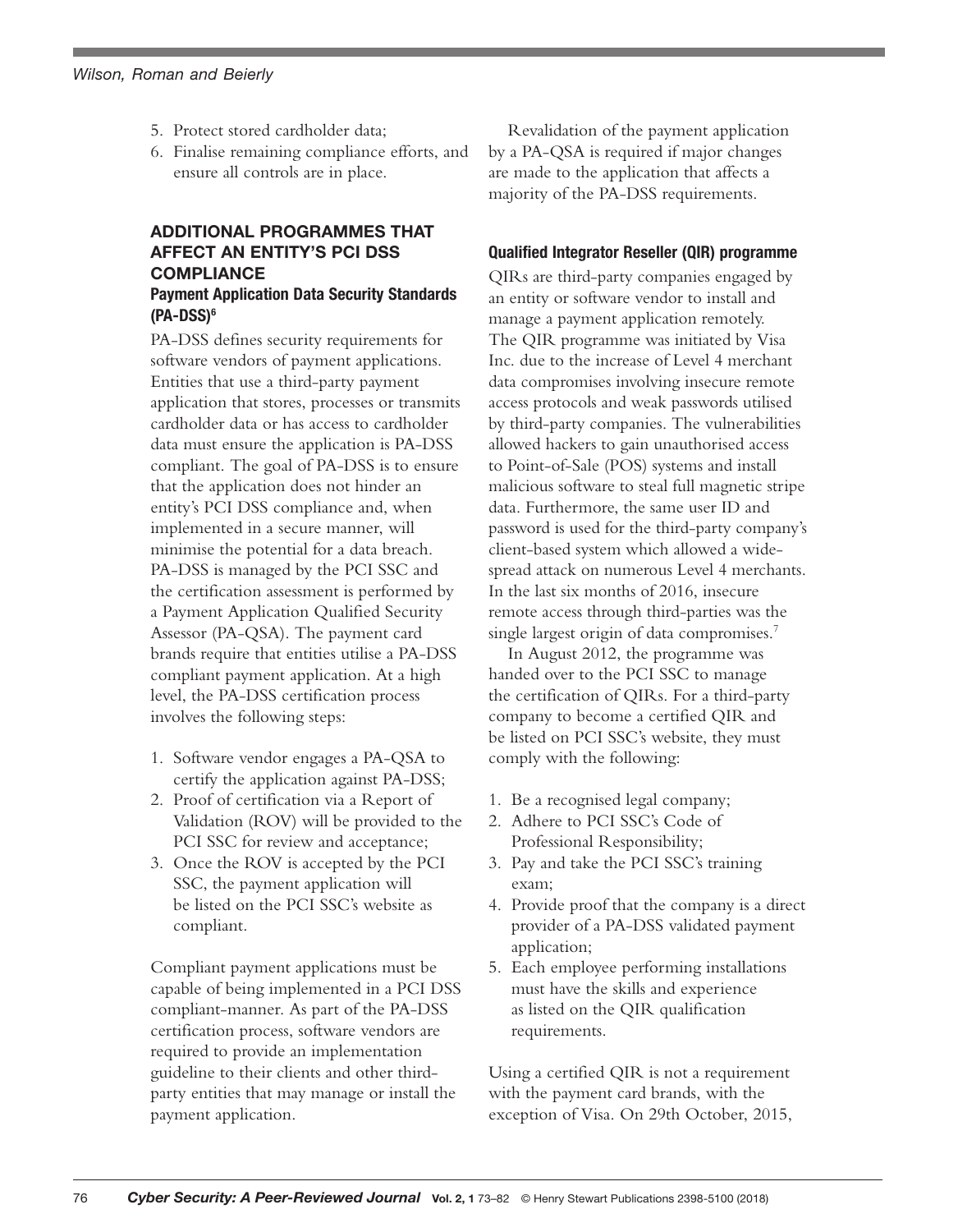5. Protect stored cardholder data;
6. Finalise remaining compliance efforts, and ensure all controls are in place.

## ADDITIONAL PROGRAMMES THAT AFFECT AN ENTITY'S PCI DSS COMPLIANCE

### Payment Application Data Security Standards (PA-DSS)[6]

PA-DSS defines security requirements for software vendors of payment applications. Entities that use a third-party payment application that stores, processes or transmits cardholder data or has access to cardholder data must ensure the application is PA-DSS compliant. The goal of PA-DSS is to ensure that the application does not hinder an entity's PCI DSS compliance and, when implemented in a secure manner, will minimise the potential for a data breach. PA-DSS is managed by the PCI SSC and the certification assessment is performed by a Payment Application Qualified Security Assessor (PA-QSA). The payment card brands require that entities utilise a PA-DSS compliant payment application. At a high level, the PA-DSS certification process involves the following steps:

1. Software vendor engages a PA-QSA to certify the application against PA-DSS;
2. Proof of certification via a Report of Validation (ROV) will be provided to the PCI SSC for review and acceptance;
3. Once the ROV is accepted by the PCI SSC, the payment application will be listed on the PCI SSC's website as compliant.

Compliant payment applications must be capable of being implemented in a PCI DSS compliant-manner. As part of the PA-DSS certification process, software vendors are required to provide an implementation guideline to their clients and other third-party entities that may manage or install the payment application.

Revalidation of the payment application by a PA-QSA is required if major changes are made to the application that affects a majority of the PA-DSS requirements.

### Qualified Integrator Reseller (QIR) programme

QIRs are third-party companies engaged by an entity or software vendor to install and manage a payment application remotely. The QIR programme was initiated by Visa Inc. due to the increase of Level 4 merchant data compromises involving insecure remote access protocols and weak passwords utilised by third-party companies. The vulnerabilities allowed hackers to gain unauthorised access to Point-of-Sale (POS) systems and install malicious software to steal full magnetic stripe data. Furthermore, the same user ID and password is used for the third-party company's client-based system which allowed a wide-spread attack on numerous Level 4 merchants. In the last six months of 2016, insecure remote access through third-parties was the single largest origin of data compromises.[7]

In August 2012, the programme was handed over to the PCI SSC to manage the certification of QIRs. For a third-party company to become a certified QIR and be listed on PCI SSC's website, they must comply with the following:

1. Be a recognised legal company;
2. Adhere to PCI SSC's Code of Professional Responsibility;
3. Pay and take the PCI SSC's training exam;
4. Provide proof that the company is a direct provider of a PA-DSS validated payment application;
5. Each employee performing installations must have the skills and experience as listed on the QIR qualification requirements.

Using a certified QIR is not a requirement with the payment card brands, with the exception of Visa. On 29th October, 2015,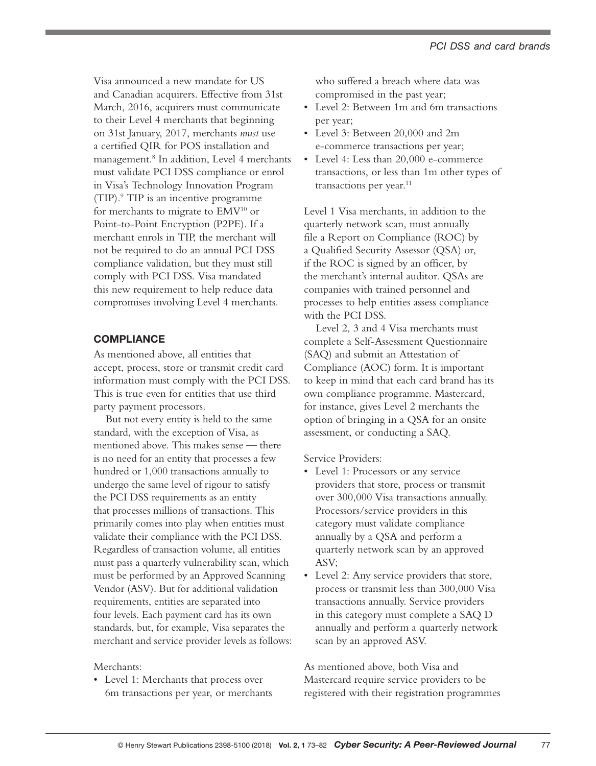Visa announced a new mandate for US and Canadian acquirers. Effective from 31st March, 2016, acquirers must communicate to their Level 4 merchants that beginning on 31st January, 2017, merchants *must* use a certified QIR for POS installation and management.[8] In addition, Level 4 merchants must validate PCI DSS compliance or enrol in Visa's Technology Innovation Program (TIP).[9] TIP is an incentive programme for merchants to migrate to EMV[10] or Point-to-Point Encryption (P2PE). If a merchant enrols in TIP, the merchant will not be required to do an annual PCI DSS compliance validation, but they must still comply with PCI DSS. Visa mandated this new requirement to help reduce data compromises involving Level 4 merchants.

## COMPLIANCE

As mentioned above, all entities that accept, process, store or transmit credit card information must comply with the PCI DSS. This is true even for entities that use third party payment processors.

But not every entity is held to the same standard, with the exception of Visa, as mentioned above. This makes sense — there is no need for an entity that processes a few hundred or 1,000 transactions annually to undergo the same level of rigour to satisfy the PCI DSS requirements as an entity that processes millions of transactions. This primarily comes into play when entities must validate their compliance with the PCI DSS. Regardless of transaction volume, all entities must pass a quarterly vulnerability scan, which must be performed by an Approved Scanning Vendor (ASV). But for additional validation requirements, entities are separated into four levels. Each payment card has its own standards, but, for example, Visa separates the merchant and service provider levels as follows:

Merchants:

- Level 1: Merchants that process over 6m transactions per year, or merchants who suffered a breach where data was compromised in the past year;
- Level 2: Between 1m and 6m transactions per year;
- Level 3: Between 20,000 and 2m e-commerce transactions per year;
- Level 4: Less than 20,000 e-commerce transactions, or less than 1m other types of transactions per year.[11]

Level 1 Visa merchants, in addition to the quarterly network scan, must annually file a Report on Compliance (ROC) by a Qualified Security Assessor (QSA) or, if the ROC is signed by an officer, by the merchant's internal auditor. QSAs are companies with trained personnel and processes to help entities assess compliance with the PCI DSS.

Level 2, 3 and 4 Visa merchants must complete a Self-Assessment Questionnaire (SAQ) and submit an Attestation of Compliance (AOC) form. It is important to keep in mind that each card brand has its own compliance programme. Mastercard, for instance, gives Level 2 merchants the option of bringing in a QSA for an onsite assessment, or conducting a SAQ.

Service Providers:

- Level 1: Processors or any service providers that store, process or transmit over 300,000 Visa transactions annually. Processors/service providers in this category must validate compliance annually by a QSA and perform a quarterly network scan by an approved ASV;
- Level 2: Any service providers that store, process or transmit less than 300,000 Visa transactions annually. Service providers in this category must complete a SAQ D annually and perform a quarterly network scan by an approved ASV.

As mentioned above, both Visa and Mastercard require service providers to be registered with their registration programmes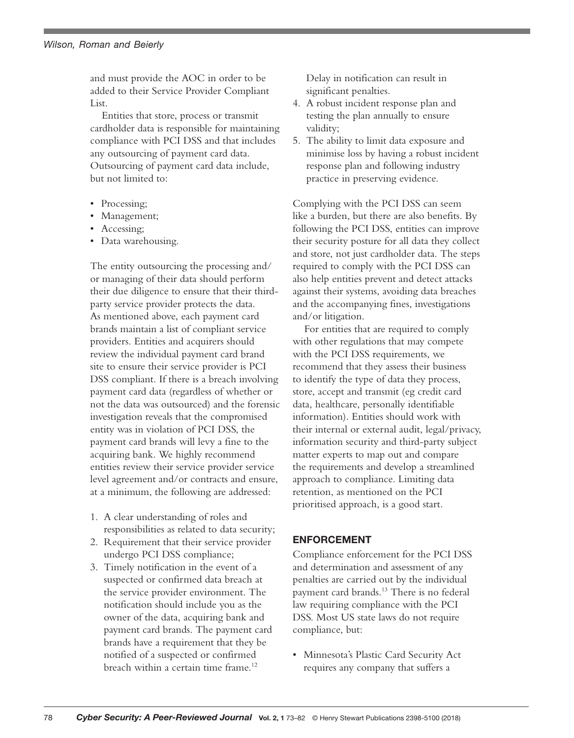and must provide the AOC in order to be added to their Service Provider Compliant List.

Entities that store, process or transmit cardholder data is responsible for maintaining compliance with PCI DSS and that includes any outsourcing of payment card data. Outsourcing of payment card data include, but not limited to:

- Processing;
- Management;
- Accessing;
- Data warehousing.

The entity outsourcing the processing and/or managing of their data should perform their due diligence to ensure that their third-party service provider protects the data. As mentioned above, each payment card brands maintain a list of compliant service providers. Entities and acquirers should review the individual payment card brand site to ensure their service provider is PCI DSS compliant. If there is a breach involving payment card data (regardless of whether or not the data was outsourced) and the forensic investigation reveals that the compromised entity was in violation of PCI DSS, the payment card brands will levy a fine to the acquiring bank. We highly recommend entities review their service provider service level agreement and/or contracts and ensure, at a minimum, the following are addressed:

1. A clear understanding of roles and responsibilities as related to data security;
2. Requirement that their service provider undergo PCI DSS compliance;
3. Timely notification in the event of a suspected or confirmed data breach at the service provider environment. The notification should include you as the owner of the data, acquiring bank and payment card brands. The payment card brands have a requirement that they be notified of a suspected or confirmed breach within a certain time frame.[12] Delay in notification can result in significant penalties.
4. A robust incident response plan and testing the plan annually to ensure validity;
5. The ability to limit data exposure and minimise loss by having a robust incident response plan and following industry practice in preserving evidence.

Complying with the PCI DSS can seem like a burden, but there are also benefits. By following the PCI DSS, entities can improve their security posture for all data they collect and store, not just cardholder data. The steps required to comply with the PCI DSS can also help entities prevent and detect attacks against their systems, avoiding data breaches and the accompanying fines, investigations and/or litigation.

For entities that are required to comply with other regulations that may compete with the PCI DSS requirements, we recommend that they assess their business to identify the type of data they process, store, accept and transmit (eg credit card data, healthcare, personally identifiable information). Entities should work with their internal or external audit, legal/privacy, information security and third-party subject matter experts to map out and compare the requirements and develop a streamlined approach to compliance. Limiting data retention, as mentioned on the PCI prioritised approach, is a good start.

## ENFORCEMENT

Compliance enforcement for the PCI DSS and determination and assessment of any penalties are carried out by the individual payment card brands.[13] There is no federal law requiring compliance with the PCI DSS. Most US state laws do not require compliance, but:

- Minnesota's Plastic Card Security Act requires any company that suffers a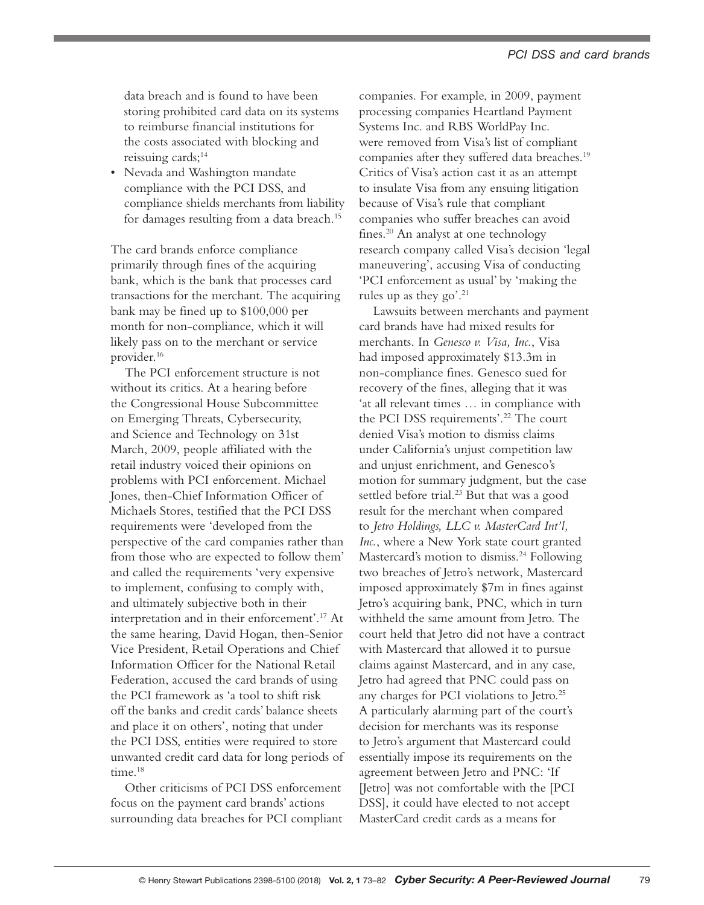data breach and is found to have been storing prohibited card data on its systems to reimburse financial institutions for the costs associated with blocking and reissuing cards;[14]

- Nevada and Washington mandate compliance with the PCI DSS, and compliance shields merchants from liability for damages resulting from a data breach.[15]

The card brands enforce compliance primarily through fines of the acquiring bank, which is the bank that processes card transactions for the merchant. The acquiring bank may be fined up to $100,000 per month for non-compliance, which it will likely pass on to the merchant or service provider.[16]

The PCI enforcement structure is not without its critics. At a hearing before the Congressional House Subcommittee on Emerging Threats, Cybersecurity, and Science and Technology on 31st March, 2009, people affiliated with the retail industry voiced their opinions on problems with PCI enforcement. Michael Jones, then-Chief Information Officer of Michaels Stores, testified that the PCI DSS requirements were 'developed from the perspective of the card companies rather than from those who are expected to follow them' and called the requirements 'very expensive to implement, confusing to comply with, and ultimately subjective both in their interpretation and in their enforcement'.[17] At the same hearing, David Hogan, then-Senior Vice President, Retail Operations and Chief Information Officer for the National Retail Federation, accused the card brands of using the PCI framework as 'a tool to shift risk off the banks and credit cards' balance sheets and place it on others', noting that under the PCI DSS, entities were required to store unwanted credit card data for long periods of time.[18]

Other criticisms of PCI DSS enforcement focus on the payment card brands' actions surrounding data breaches for PCI compliant companies. For example, in 2009, payment processing companies Heartland Payment Systems Inc. and RBS WorldPay Inc. were removed from Visa's list of compliant companies after they suffered data breaches.[19] Critics of Visa's action cast it as an attempt to insulate Visa from any ensuing litigation because of Visa's rule that compliant companies who suffer breaches can avoid fines.[20] An analyst at one technology research company called Visa's decision 'legal maneuvering', accusing Visa of conducting 'PCI enforcement as usual' by 'making the rules up as they go'.[21]

Lawsuits between merchants and payment card brands have had mixed results for merchants. In *Genesco v. Visa, Inc.*, Visa had imposed approximately \$13.3m in non-compliance fines. Genesco sued for recovery of the fines, alleging that it was 'at all relevant times … in compliance with the PCI DSS requirements'.[22] The court denied Visa's motion to dismiss claims under California's unjust competition law and unjust enrichment, and Genesco's motion for summary judgment, but the case settled before trial.[23] But that was a good result for the merchant when compared to *Jetro Holdings, LLC v. MasterCard Int'l, Inc.*, where a New York state court granted Mastercard's motion to dismiss.[24] Following two breaches of Jetro's network, Mastercard imposed approximately \$7m in fines against Jetro's acquiring bank, PNC, which in turn withheld the same amount from Jetro. The court held that Jetro did not have a contract with Mastercard that allowed it to pursue claims against Mastercard, and in any case, Jetro had agreed that PNC could pass on any charges for PCI violations to Jetro.[25] A particularly alarming part of the court's decision for merchants was its response to Jetro's argument that Mastercard could essentially impose its requirements on the agreement between Jetro and PNC: 'If [Jetro] was not comfortable with the [PCI DSS], it could have elected to not accept MasterCard credit cards as a means for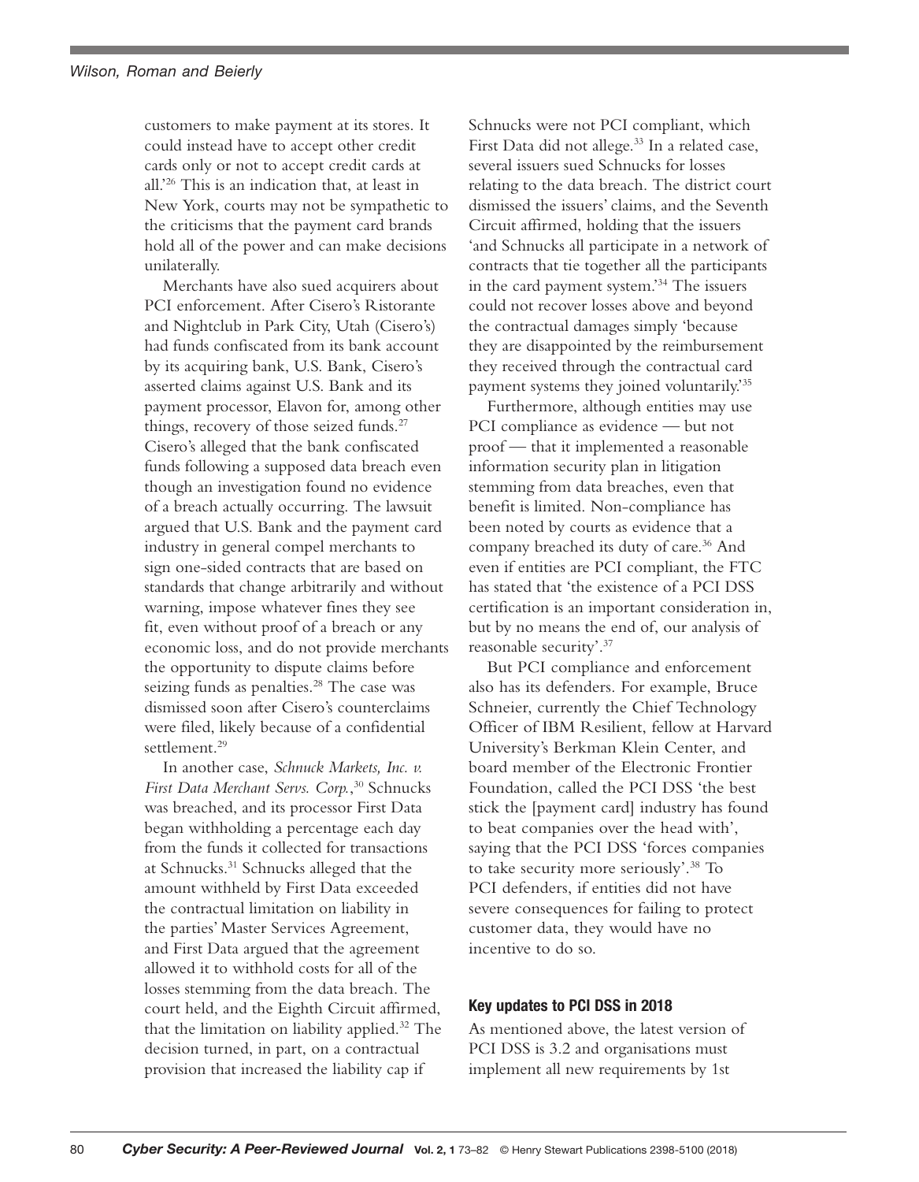customers to make payment at its stores. It could instead have to accept other credit cards only or not to accept credit cards at all.'[26] This is an indication that, at least in New York, courts may not be sympathetic to the criticisms that the payment card brands hold all of the power and can make decisions unilaterally.

Merchants have also sued acquirers about PCI enforcement. After Cisero's Ristorante and Nightclub in Park City, Utah (Cisero's) had funds confiscated from its bank account by its acquiring bank, U.S. Bank, Cisero's asserted claims against U.S. Bank and its payment processor, Elavon for, among other things, recovery of those seized funds.[27] Cisero's alleged that the bank confiscated funds following a supposed data breach even though an investigation found no evidence of a breach actually occurring. The lawsuit argued that U.S. Bank and the payment card industry in general compel merchants to sign one-sided contracts that are based on standards that change arbitrarily and without warning, impose whatever fines they see fit, even without proof of a breach or any economic loss, and do not provide merchants the opportunity to dispute claims before seizing funds as penalties.[28] The case was dismissed soon after Cisero's counterclaims were filed, likely because of a confidential settlement.[29]

In another case, *Schnuck Markets, Inc. v. First Data Merchant Servs. Corp.*,[30] Schnucks was breached, and its processor First Data began withholding a percentage each day from the funds it collected for transactions at Schnucks.[31] Schnucks alleged that the amount withheld by First Data exceeded the contractual limitation on liability in the parties' Master Services Agreement, and First Data argued that the agreement allowed it to withhold costs for all of the losses stemming from the data breach. The court held, and the Eighth Circuit affirmed, that the limitation on liability applied.[32] The decision turned, in part, on a contractual provision that increased the liability cap if Schnucks were not PCI compliant, which First Data did not allege.[33] In a related case, several issuers sued Schnucks for losses relating to the data breach. The district court dismissed the issuers' claims, and the Seventh Circuit affirmed, holding that the issuers 'and Schnucks all participate in a network of contracts that tie together all the participants in the card payment system.'[34] The issuers could not recover losses above and beyond the contractual damages simply 'because they are disappointed by the reimbursement they received through the contractual card payment systems they joined voluntarily.'[35]

Furthermore, although entities may use PCI compliance as evidence — but not proof — that it implemented a reasonable information security plan in litigation stemming from data breaches, even that benefit is limited. Non-compliance has been noted by courts as evidence that a company breached its duty of care.[36] And even if entities are PCI compliant, the FTC has stated that 'the existence of a PCI DSS certification is an important consideration in, but by no means the end of, our analysis of reasonable security'.[37]

But PCI compliance and enforcement also has its defenders. For example, Bruce Schneier, currently the Chief Technology Officer of IBM Resilient, fellow at Harvard University's Berkman Klein Center, and board member of the Electronic Frontier Foundation, called the PCI DSS 'the best stick the [payment card] industry has found to beat companies over the head with', saying that the PCI DSS 'forces companies to take security more seriously'.[38] To PCI defenders, if entities did not have severe consequences for failing to protect customer data, they would have no incentive to do so.

## Key updates to PCI DSS in 2018

As mentioned above, the latest version of PCI DSS is 3.2 and organisations must implement all new requirements by 1st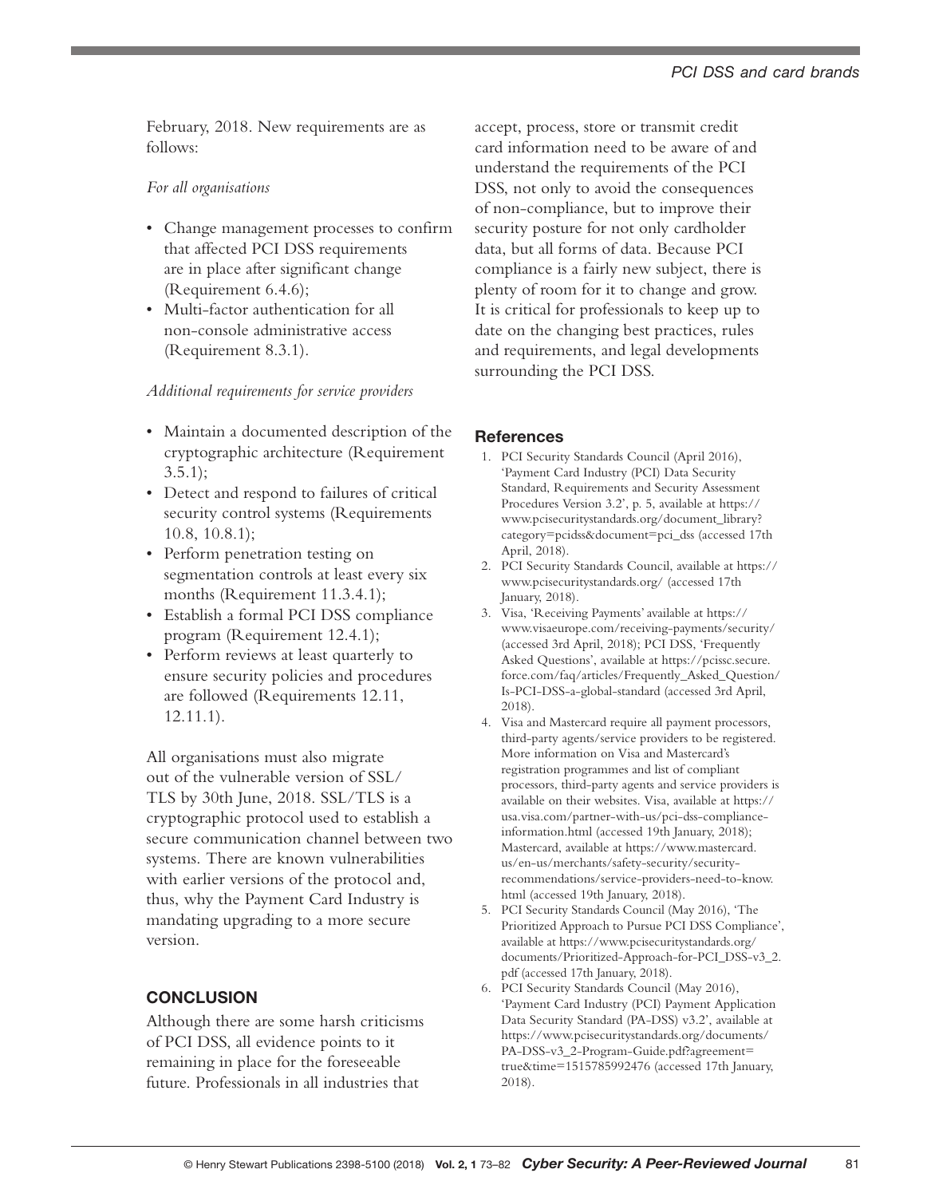February, 2018. New requirements are as follows:

*For all organisations*

- Change management processes to confirm that affected PCI DSS requirements are in place after significant change (Requirement 6.4.6);
- Multi-factor authentication for all non-console administrative access (Requirement 8.3.1).

*Additional requirements for service providers*

- Maintain a documented description of the cryptographic architecture (Requirement 3.5.1);
- Detect and respond to failures of critical security control systems (Requirements 10.8, 10.8.1);
- Perform penetration testing on segmentation controls at least every six months (Requirement 11.3.4.1);
- Establish a formal PCI DSS compliance program (Requirement 12.4.1);
- Perform reviews at least quarterly to ensure security policies and procedures are followed (Requirements 12.11, 12.11.1).

All organisations must also migrate out of the vulnerable version of SSL/TLS by 30th June, 2018. SSL/TLS is a cryptographic protocol used to establish a secure communication channel between two systems. There are known vulnerabilities with earlier versions of the protocol and, thus, why the Payment Card Industry is mandating upgrading to a more secure version.

## CONCLUSION

Although there are some harsh criticisms of PCI DSS, all evidence points to it remaining in place for the foreseeable future. Professionals in all industries that accept, process, store or transmit credit card information need to be aware of and understand the requirements of the PCI DSS, not only to avoid the consequences of non-compliance, but to improve their security posture for not only cardholder data, but all forms of data. Because PCI compliance is a fairly new subject, there is plenty of room for it to change and grow. It is critical for professionals to keep up to date on the changing best practices, rules and requirements, and legal developments surrounding the PCI DSS.

## References

1. PCI Security Standards Council (April 2016), 'Payment Card Industry (PCI) Data Security Standard, Requirements and Security Assessment Procedures Version 3.2', p. 5, available at https://www.pcisecuritystandards.org/document_library?category=pcidss&document=pci_dss (accessed 17th April, 2018).
2. PCI Security Standards Council, available at https://www.pcisecuritystandards.org/ (accessed 17th January, 2018).
3. Visa, 'Receiving Payments' available at https://www.visaeurope.com/receiving-payments/security/ (accessed 3rd April, 2018); PCI DSS, 'Frequently Asked Questions', available at https://pcissc.secure.force.com/faq/articles/Frequently_Asked_Question/Is-PCI-DSS-a-global-standard (accessed 3rd April, 2018).
4. Visa and Mastercard require all payment processors, third-party agents/service providers to be registered. More information on Visa and Mastercard's registration programmes and list of compliant processors, third-party agents and service providers is available on their websites. Visa, available at https://usa.visa.com/partner-with-us/pci-dss-compliance-information.html (accessed 19th January, 2018); Mastercard, available at https://www.mastercard.us/en-us/merchants/safety-security/security-recommendations/service-providers-need-to-know.html (accessed 19th January, 2018).
5. PCI Security Standards Council (May 2016), 'The Prioritized Approach to Pursue PCI DSS Compliance', available at https://www.pcisecuritystandards.org/documents/Prioritized-Approach-for-PCI_DSS-v3_2.pdf (accessed 17th January, 2018).
6. PCI Security Standards Council (May 2016), 'Payment Card Industry (PCI) Payment Application Data Security Standard (PA-DSS) v3.2', available at https://www.pcisecuritystandards.org/documents/PA-DSS-v3_2-Program-Guide.pdf?agreement=true&time=1515785992476 (accessed 17th January, 2018).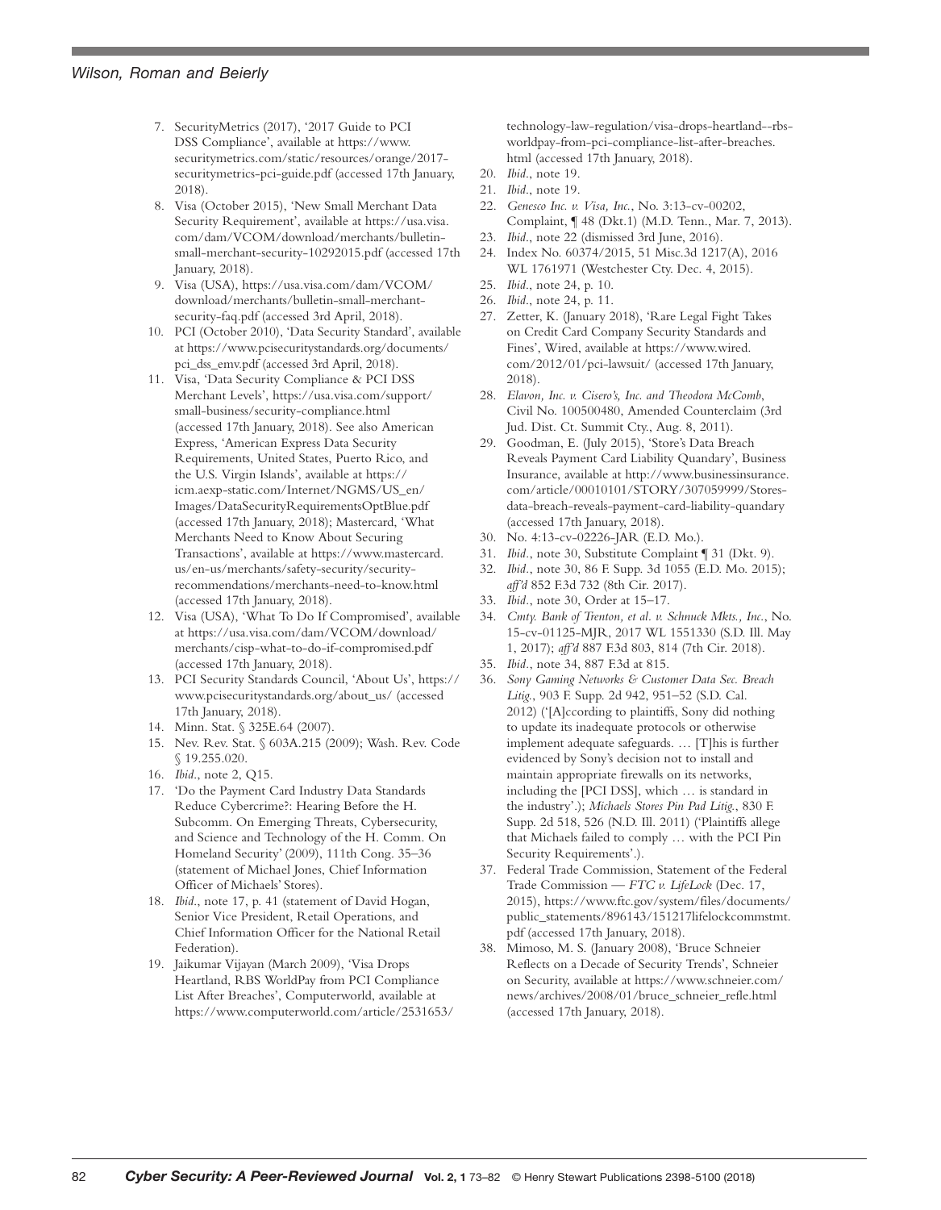7. SecurityMetrics (2017), '2017 Guide to PCI DSS Compliance', available at https://www.securitymetrics.com/static/resources/orange/2017-securitymetrics-pci-guide.pdf (accessed 17th January, 2018).
8. Visa (October 2015), 'New Small Merchant Data Security Requirement', available at https://usa.visa.com/dam/VCOM/download/merchants/bulletin-small-merchant-security-10292015.pdf (accessed 17th January, 2018).
9. Visa (USA), https://usa.visa.com/dam/VCOM/download/merchants/bulletin-small-merchant-security-faq.pdf (accessed 3rd April, 2018).
10. PCI (October 2010), 'Data Security Standard', available at https://www.pcisecuritystandards.org/documents/pci_dss_emv.pdf (accessed 3rd April, 2018).
11. Visa, 'Data Security Compliance & PCI DSS Merchant Levels', https://usa.visa.com/support/small-business/security-compliance.html (accessed 17th January, 2018). See also American Express, 'American Express Data Security Requirements, United States, Puerto Rico, and the U.S. Virgin Islands', available at https://icm.aexp-static.com/Internet/NGMS/US_en/Images/DataSecurityRequirementsOptBlue.pdf (accessed 17th January, 2018); Mastercard, 'What Merchants Need to Know About Securing Transactions', available at https://www.mastercard.us/en-us/merchants/safety-security/security-recommendations/merchants-need-to-know.html (accessed 17th January, 2018).
12. Visa (USA), 'What To Do If Compromised', available at https://usa.visa.com/dam/VCOM/download/merchants/cisp-what-to-do-if-compromised.pdf (accessed 17th January, 2018).
13. PCI Security Standards Council, 'About Us', https://www.pcisecuritystandards.org/about_us/ (accessed 17th January, 2018).
14. Minn. Stat. § 325E.64 (2007).
15. Nev. Rev. Stat. § 603A.215 (2009); Wash. Rev. Code § 19.255.020.
16. *Ibid*., note 2, Q15.
17. 'Do the Payment Card Industry Data Standards Reduce Cybercrime?: Hearing Before the H. Subcomm. On Emerging Threats, Cybersecurity, and Science and Technology of the H. Comm. On Homeland Security' (2009), 111th Cong. 35–36 (statement of Michael Jones, Chief Information Officer of Michaels' Stores).
18. *Ibid*., note 17, p. 41 (statement of David Hogan, Senior Vice President, Retail Operations, and Chief Information Officer for the National Retail Federation).
19. Jaikumar Vijayan (March 2009), 'Visa Drops Heartland, RBS WorldPay from PCI Compliance List After Breaches', Computerworld, available at https://www.computerworld.com/article/2531653/technology-law-regulation/visa-drops-heartland--rbs-worldpay-from-pci-compliance-list-after-breaches.html (accessed 17th January, 2018).
20. *Ibid*., note 19.
21. *Ibid*., note 19.
22. *Genesco Inc. v. Visa, Inc.*, No. 3:13-cv-00202, Complaint, ¶ 48 (Dkt.1) (M.D. Tenn., Mar. 7, 2013).
23. *Ibid*., note 22 (dismissed 3rd June, 2016).
24. Index No. 60374/2015, 51 Misc.3d 1217(A), 2016 WL 1761971 (Westchester Cty. Dec. 4, 2015).
25. *Ibid*., note 24, p. 10.
26. *Ibid*., note 24, p. 11.
27. Zetter, K. (January 2018), 'Rare Legal Fight Takes on Credit Card Company Security Standards and Fines', Wired, available at https://www.wired.com/2012/01/pci-lawsuit/ (accessed 17th January, 2018).
28. *Elavon, Inc. v. Cisero's, Inc. and Theodora McComb*, Civil No. 100500480, Amended Counterclaim (3rd Jud. Dist. Ct. Summit Cty., Aug. 8, 2011).
29. Goodman, E. (July 2015), 'Store's Data Breach Reveals Payment Card Liability Quandary', Business Insurance, available at http://www.businessinsurance.com/article/00010101/STORY/307059999/Stores-data-breach-reveals-payment-card-liability-quandary (accessed 17th January, 2018).
30. No. 4:13-cv-02226-JAR (E.D. Mo.).
31. *Ibid*., note 30, Substitute Complaint ¶ 31 (Dkt. 9).
32. *Ibid*., note 30, 86 F. Supp. 3d 1055 (E.D. Mo. 2015); *aff'd* 852 F.3d 732 (8th Cir. 2017).
33. *Ibid*., note 30, Order at 15–17.
34. *Cmty. Bank of Trenton, et al. v. Schnuck Mkts., Inc.*, No. 15-cv-01125-MJR, 2017 WL 1551330 (S.D. Ill. May 1, 2017); *aff'd* 887 F.3d 803, 814 (7th Cir. 2018).
35. *Ibid*., note 34, 887 F.3d at 815.
36. *Sony Gaming Networks & Customer Data Sec. Breach Litig.*, 903 F. Supp. 2d 942, 951–52 (S.D. Cal. 2012) ('[A]ccording to plaintiffs, Sony did nothing to update its inadequate protocols or otherwise implement adequate safeguards. … [T]his is further evidenced by Sony's decision not to install and maintain appropriate firewalls on its networks, including the [PCI DSS], which … is standard in the industry'.); *Michaels Stores Pin Pad Litig.*, 830 F. Supp. 2d 518, 526 (N.D. Ill. 2011) ('Plaintiffs allege that Michaels failed to comply … with the PCI Pin Security Requirements'.).
37. Federal Trade Commission, Statement of the Federal Trade Commission — *FTC v. LifeLock* (Dec. 17, 2015), https://www.ftc.gov/system/files/documents/public_statements/896143/151217lifelockcommstmt.pdf (accessed 17th January, 2018).
38. Mimoso, M. S. (January 2008), 'Bruce Schneier Reflects on a Decade of Security Trends', Schneier on Security, available at https://www.schneier.com/news/archives/2008/01/bruce_schneier_refle.html (accessed 17th January, 2018).